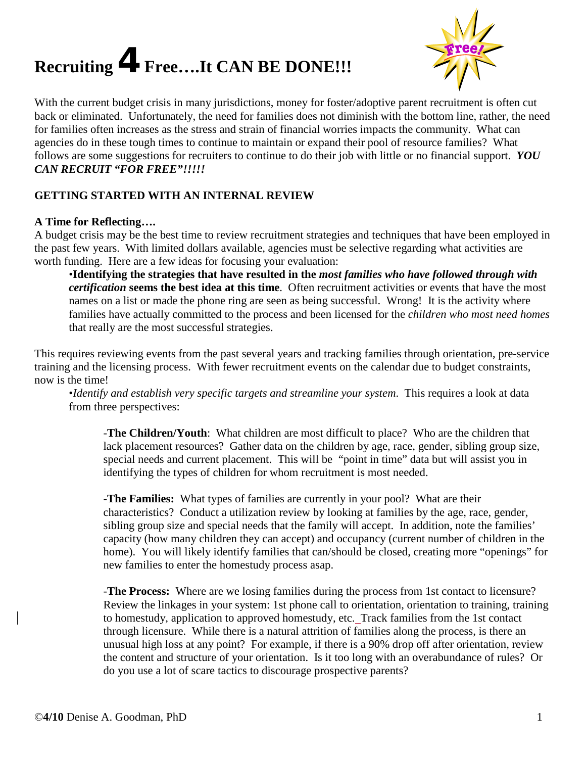# Recruiting 4 Free….It CAN BE DONE!!!

With the current budget crisis in many jurisdictions, money for foster/adoptive parent recruitment is often cut back or eliminated. Unfortunately, the need for families does not diminish with the bottom line, rather, the need for families often increases as the stress and strain of financial worries impacts the community. What can agencies do in these tough times to continue to maintain or expand their pool of resource families? What follows are some suggestions for recruiters to continue to do their job with little or no financial support. ***YOU CAN RECRUIT "FOR FREE"!!!!!***

## GETTING STARTED WITH AN INTERNAL REVIEW

### A Time for Reflecting….

A budget crisis may be the best time to review recruitment strategies and techniques that have been employed in the past few years. With limited dollars available, agencies must be selective regarding what activities are worth funding. Here are a few ideas for focusing your evaluation:

- **Identifying the strategies that have resulted in the *most families who have followed through with certification* seems the best idea at this time**. Often recruitment activities or events that have the most names on a list or made the phone ring are seen as being successful. Wrong! It is the activity where families have actually committed to the process and been licensed for the *children who most need homes* that really are the most successful strategies.

This requires reviewing events from the past several years and tracking families through orientation, pre-service training and the licensing process. With fewer recruitment events on the calendar due to budget constraints, now is the time!

- *Identify and establish very specific targets and streamline your system*. This requires a look at data from three perspectives:

  - **The Children/Youth**: What children are most difficult to place? Who are the children that lack placement resources? Gather data on the children by age, race, gender, sibling group size, special needs and current placement. This will be "point in time" data but will assist you in identifying the types of children for whom recruitment is most needed.

  - **The Families:** What types of families are currently in your pool? What are their characteristics? Conduct a utilization review by looking at families by the age, race, gender, sibling group size and special needs that the family will accept. In addition, note the families' capacity (how many children they can accept) and occupancy (current number of children in the home). You will likely identify families that can/should be closed, creating more "openings" for new families to enter the homestudy process asap.

  - **The Process:** Where are we losing families during the process from 1st contact to licensure? Review the linkages in your system: 1st phone call to orientation, orientation to training, training to homestudy, application to approved homestudy, etc. Track families from the 1st contact through licensure. While there is a natural attrition of families along the process, is there an unusual high loss at any point? For example, if there is a 90% drop off after orientation, review the content and structure of your orientation. Is it too long with an overabundance of rules? Or do you use a lot of scare tactics to discourage prospective parents?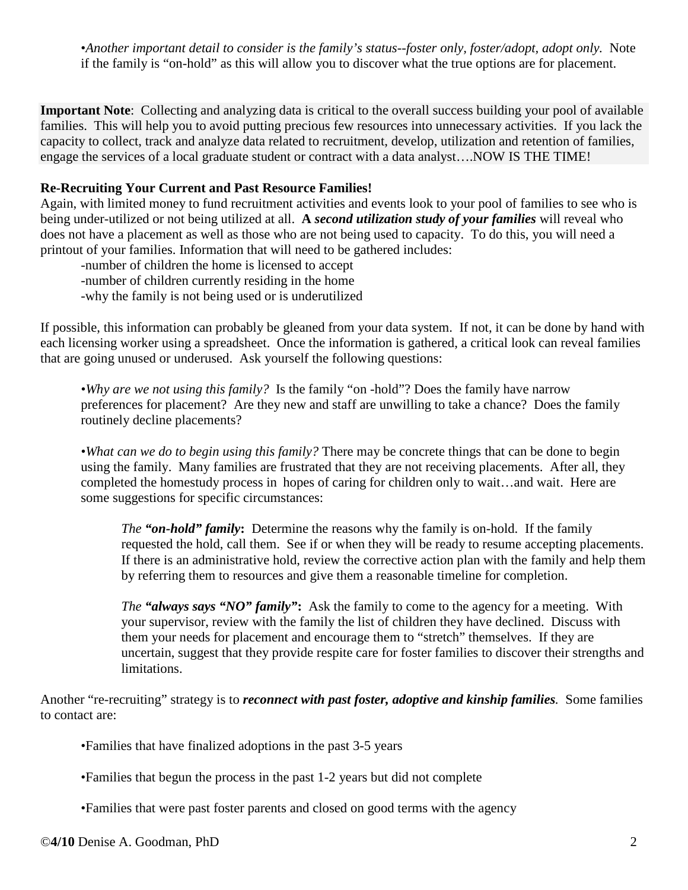•*Another important detail to consider is the family's status--foster only, foster/adopt, adopt only.* Note if the family is "on-hold" as this will allow you to discover what the true options are for placement.

**Important Note**: Collecting and analyzing data is critical to the overall success building your pool of available families. This will help you to avoid putting precious few resources into unnecessary activities. If you lack the capacity to collect, track and analyze data related to recruitment, develop, utilization and retention of families, engage the services of a local graduate student or contract with a data analyst….NOW IS THE TIME!

**Re-Recruiting Your Current and Past Resource Families!**

Again, with limited money to fund recruitment activities and events look to your pool of families to see who is being under-utilized or not being utilized at all. **A *second utilization study of your families*** will reveal who does not have a placement as well as those who are not being used to capacity. To do this, you will need a printout of your families. Information that will need to be gathered includes:

-number of children the home is licensed to accept
-number of children currently residing in the home
-why the family is not being used or is underutilized

If possible, this information can probably be gleaned from your data system. If not, it can be done by hand with each licensing worker using a spreadsheet. Once the information is gathered, a critical look can reveal families that are going unused or underused. Ask yourself the following questions:

•*Why are we not using this family?* Is the family "on -hold"? Does the family have narrow preferences for placement? Are they new and staff are unwilling to take a chance? Does the family routinely decline placements?

•*What can we do to begin using this family?* There may be concrete things that can be done to begin using the family. Many families are frustrated that they are not receiving placements. After all, they completed the homestudy process in hopes of caring for children only to wait…and wait. Here are some suggestions for specific circumstances:

*The* ***"on-hold" family*:** Determine the reasons why the family is on-hold. If the family requested the hold, call them. See if or when they will be ready to resume accepting placements. If there is an administrative hold, review the corrective action plan with the family and help them by referring them to resources and give them a reasonable timeline for completion.

*The* ***"always says "NO" family"*:** Ask the family to come to the agency for a meeting. With your supervisor, review with the family the list of children they have declined. Discuss with them your needs for placement and encourage them to "stretch" themselves. If they are uncertain, suggest that they provide respite care for foster families to discover their strengths and limitations.

Another "re-recruiting" strategy is to ***reconnect with past foster, adoptive and kinship families***. Some families to contact are:

•Families that have finalized adoptions in the past 3-5 years

•Families that begun the process in the past 1-2 years but did not complete

•Families that were past foster parents and closed on good terms with the agency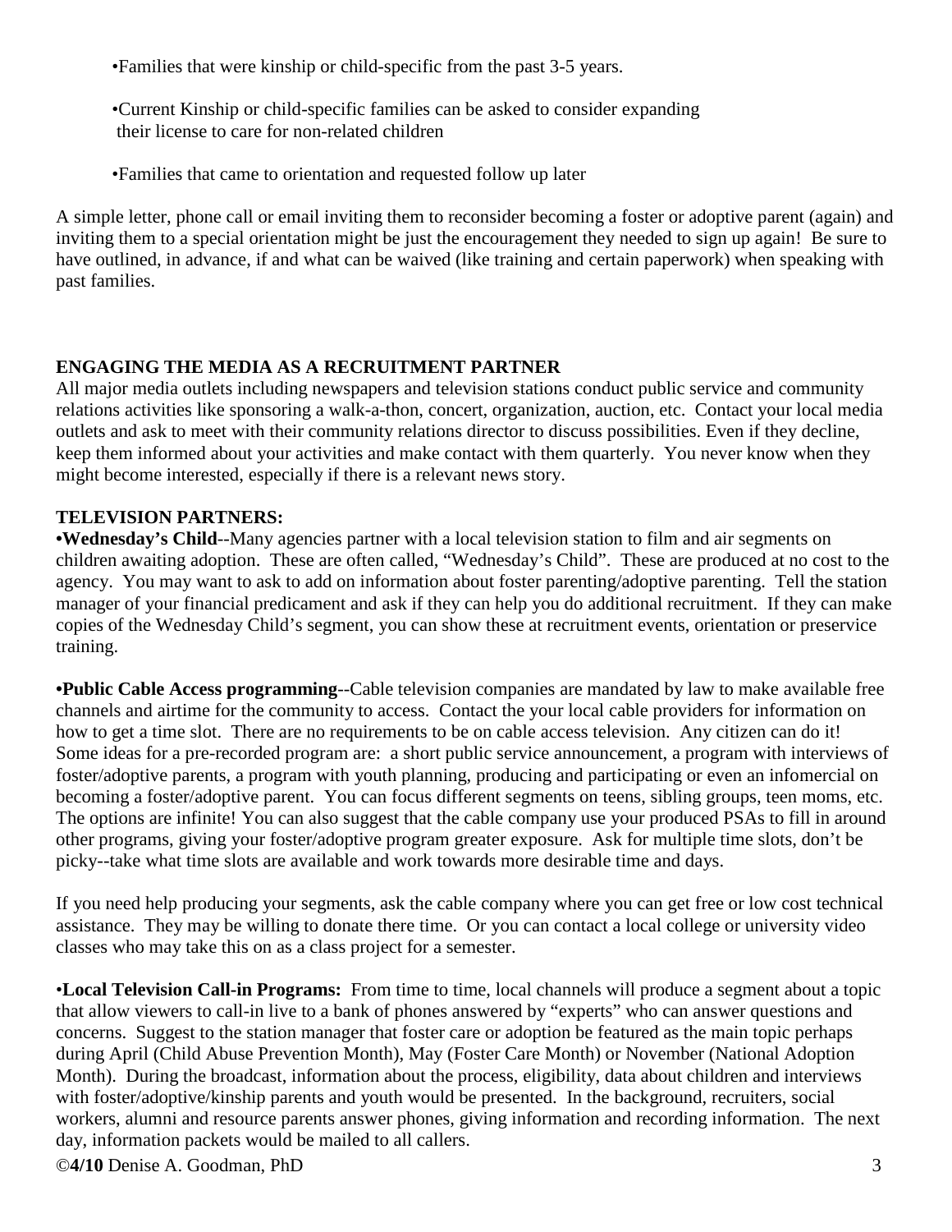- Families that were kinship or child-specific from the past 3-5 years.
- Current Kinship or child-specific families can be asked to consider expanding their license to care for non-related children
- Families that came to orientation and requested follow up later

A simple letter, phone call or email inviting them to reconsider becoming a foster or adoptive parent (again) and inviting them to a special orientation might be just the encouragement they needed to sign up again! Be sure to have outlined, in advance, if and what can be waived (like training and certain paperwork) when speaking with past families.

## ENGAGING THE MEDIA AS A RECRUITMENT PARTNER

All major media outlets including newspapers and television stations conduct public service and community relations activities like sponsoring a walk-a-thon, concert, organization, auction, etc. Contact your local media outlets and ask to meet with their community relations director to discuss possibilities. Even if they decline, keep them informed about your activities and make contact with them quarterly. You never know when they might become interested, especially if there is a relevant news story.

### TELEVISION PARTNERS:

•**Wednesday's Child**--Many agencies partner with a local television station to film and air segments on children awaiting adoption. These are often called, "Wednesday's Child". These are produced at no cost to the agency. You may want to ask to add on information about foster parenting/adoptive parenting. Tell the station manager of your financial predicament and ask if they can help you do additional recruitment. If they can make copies of the Wednesday Child's segment, you can show these at recruitment events, orientation or preservice training.

•**Public Cable Access programming**--Cable television companies are mandated by law to make available free channels and airtime for the community to access. Contact the your local cable providers for information on how to get a time slot. There are no requirements to be on cable access television. Any citizen can do it! Some ideas for a pre-recorded program are: a short public service announcement, a program with interviews of foster/adoptive parents, a program with youth planning, producing and participating or even an infomercial on becoming a foster/adoptive parent. You can focus different segments on teens, sibling groups, teen moms, etc. The options are infinite! You can also suggest that the cable company use your produced PSAs to fill in around other programs, giving your foster/adoptive program greater exposure. Ask for multiple time slots, don't be picky--take what time slots are available and work towards more desirable time and days.

If you need help producing your segments, ask the cable company where you can get free or low cost technical assistance. They may be willing to donate there time. Or you can contact a local college or university video classes who may take this on as a class project for a semester.

•**Local Television Call-in Programs:** From time to time, local channels will produce a segment about a topic that allow viewers to call-in live to a bank of phones answered by "experts" who can answer questions and concerns. Suggest to the station manager that foster care or adoption be featured as the main topic perhaps during April (Child Abuse Prevention Month), May (Foster Care Month) or November (National Adoption Month). During the broadcast, information about the process, eligibility, data about children and interviews with foster/adoptive/kinship parents and youth would be presented. In the background, recruiters, social workers, alumni and resource parents answer phones, giving information and recording information. The next day, information packets would be mailed to all callers.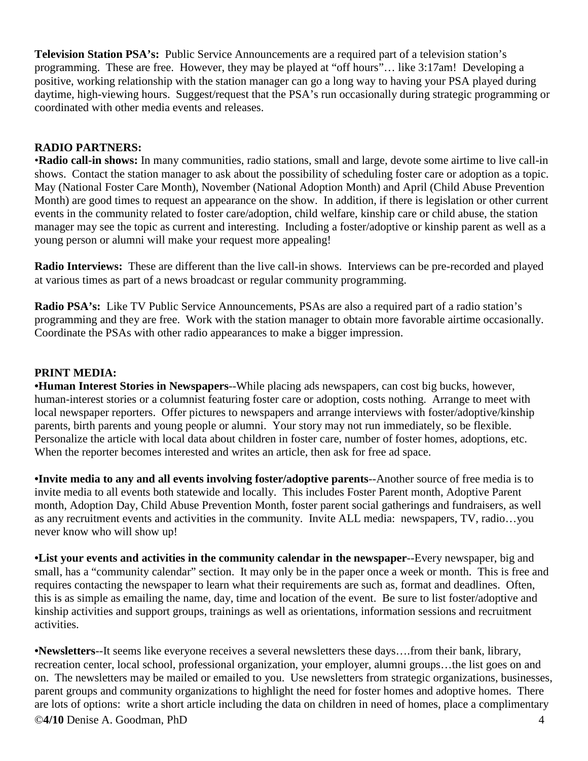**Television Station PSA's:** Public Service Announcements are a required part of a television station's programming. These are free. However, they may be played at "off hours"… like 3:17am! Developing a positive, working relationship with the station manager can go a long way to having your PSA played during daytime, high-viewing hours. Suggest/request that the PSA's run occasionally during strategic programming or coordinated with other media events and releases.

**RADIO PARTNERS:**

•**Radio call-in shows:** In many communities, radio stations, small and large, devote some airtime to live call-in shows. Contact the station manager to ask about the possibility of scheduling foster care or adoption as a topic. May (National Foster Care Month), November (National Adoption Month) and April (Child Abuse Prevention Month) are good times to request an appearance on the show. In addition, if there is legislation or other current events in the community related to foster care/adoption, child welfare, kinship care or child abuse, the station manager may see the topic as current and interesting. Including a foster/adoptive or kinship parent as well as a young person or alumni will make your request more appealing!

**Radio Interviews:** These are different than the live call-in shows. Interviews can be pre-recorded and played at various times as part of a news broadcast or regular community programming.

**Radio PSA's:** Like TV Public Service Announcements, PSAs are also a required part of a radio station's programming and they are free. Work with the station manager to obtain more favorable airtime occasionally. Coordinate the PSAs with other radio appearances to make a bigger impression.

**PRINT MEDIA:**

•**Human Interest Stories in Newspapers**--While placing ads newspapers, can cost big bucks, however, human-interest stories or a columnist featuring foster care or adoption, costs nothing. Arrange to meet with local newspaper reporters. Offer pictures to newspapers and arrange interviews with foster/adoptive/kinship parents, birth parents and young people or alumni. Your story may not run immediately, so be flexible. Personalize the article with local data about children in foster care, number of foster homes, adoptions, etc. When the reporter becomes interested and writes an article, then ask for free ad space.

•**Invite media to any and all events involving foster/adoptive parents**--Another source of free media is to invite media to all events both statewide and locally. This includes Foster Parent month, Adoptive Parent month, Adoption Day, Child Abuse Prevention Month, foster parent social gatherings and fundraisers, as well as any recruitment events and activities in the community. Invite ALL media: newspapers, TV, radio…you never know who will show up!

•**List your events and activities in the community calendar in the newspaper**--Every newspaper, big and small, has a "community calendar" section. It may only be in the paper once a week or month. This is free and requires contacting the newspaper to learn what their requirements are such as, format and deadlines. Often, this is as simple as emailing the name, day, time and location of the event. Be sure to list foster/adoptive and kinship activities and support groups, trainings as well as orientations, information sessions and recruitment activities.

•**Newsletters**--It seems like everyone receives a several newsletters these days….from their bank, library, recreation center, local school, professional organization, your employer, alumni groups…the list goes on and on. The newsletters may be mailed or emailed to you. Use newsletters from strategic organizations, businesses, parent groups and community organizations to highlight the need for foster homes and adoptive homes. There are lots of options: write a short article including the data on children in need of homes, place a complimentary

©**4/10** Denise A. Goodman, PhD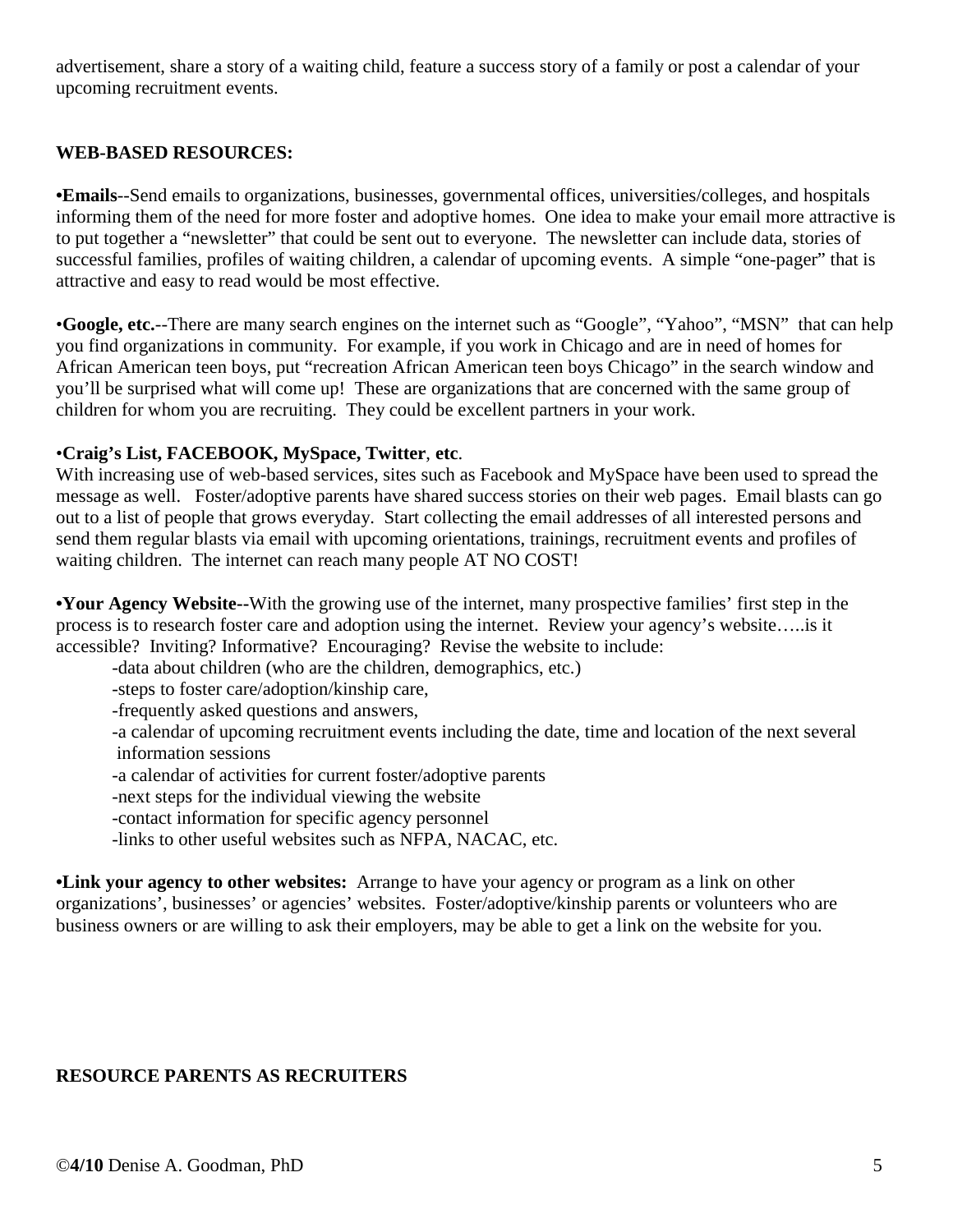advertisement, share a story of a waiting child, feature a success story of a family or post a calendar of your upcoming recruitment events.

**WEB-BASED RESOURCES:**

**•Emails**--Send emails to organizations, businesses, governmental offices, universities/colleges, and hospitals informing them of the need for more foster and adoptive homes. One idea to make your email more attractive is to put together a "newsletter" that could be sent out to everyone. The newsletter can include data, stories of successful families, profiles of waiting children, a calendar of upcoming events. A simple "one-pager" that is attractive and easy to read would be most effective.

•**Google, etc.**--There are many search engines on the internet such as "Google", "Yahoo", "MSN" that can help you find organizations in community. For example, if you work in Chicago and are in need of homes for African American teen boys, put "recreation African American teen boys Chicago" in the search window and you'll be surprised what will come up! These are organizations that are concerned with the same group of children for whom you are recruiting. They could be excellent partners in your work.

•**Craig's List, FACEBOOK, MySpace, Twitter**, **etc**.
With increasing use of web-based services, sites such as Facebook and MySpace have been used to spread the message as well. Foster/adoptive parents have shared success stories on their web pages. Email blasts can go out to a list of people that grows everyday. Start collecting the email addresses of all interested persons and send them regular blasts via email with upcoming orientations, trainings, recruitment events and profiles of waiting children. The internet can reach many people AT NO COST!

**•Your Agency Website--**With the growing use of the internet, many prospective families' first step in the process is to research foster care and adoption using the internet. Review your agency's website…..is it accessible? Inviting? Informative? Encouraging? Revise the website to include:

- -data about children (who are the children, demographics, etc.)
- -steps to foster care/adoption/kinship care,
- -frequently asked questions and answers,
- -a calendar of upcoming recruitment events including the date, time and location of the next several information sessions
- -a calendar of activities for current foster/adoptive parents
- -next steps for the individual viewing the website
- -contact information for specific agency personnel
- -links to other useful websites such as NFPA, NACAC, etc.

**•Link your agency to other websites:** Arrange to have your agency or program as a link on other organizations', businesses' or agencies' websites. Foster/adoptive/kinship parents or volunteers who are business owners or are willing to ask their employers, may be able to get a link on the website for you.

**RESOURCE PARENTS AS RECRUITERS**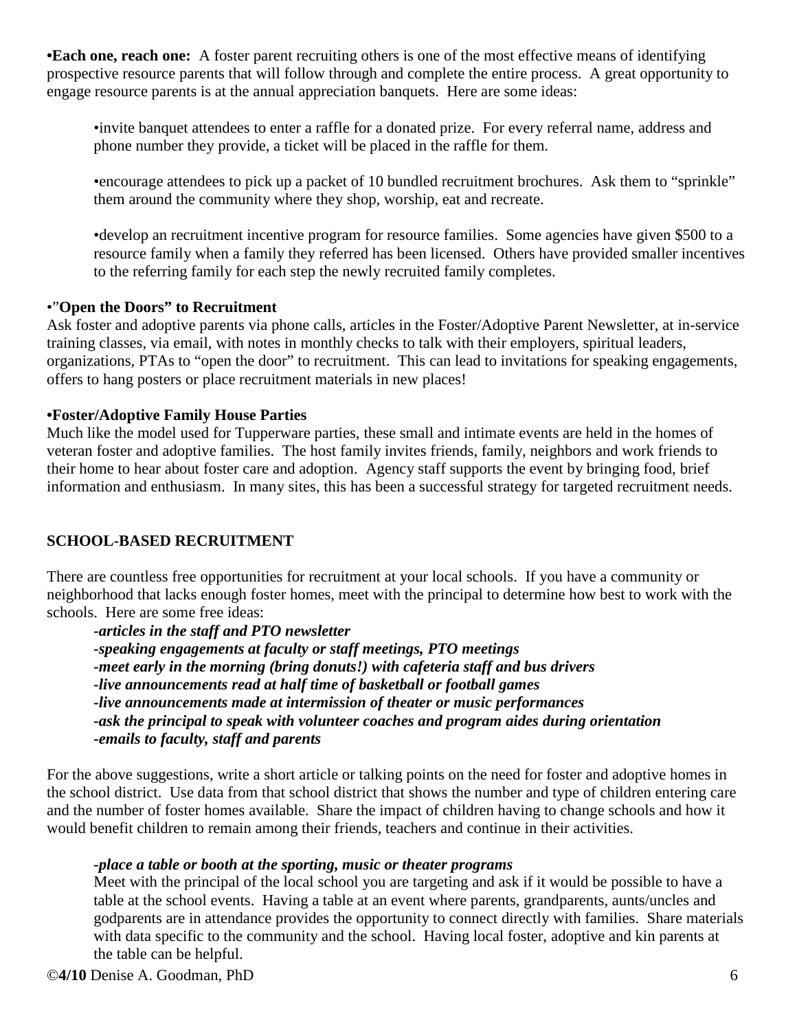**•Each one, reach one:** A foster parent recruiting others is one of the most effective means of identifying prospective resource parents that will follow through and complete the entire process. A great opportunity to engage resource parents is at the annual appreciation banquets. Here are some ideas:

•invite banquet attendees to enter a raffle for a donated prize. For every referral name, address and phone number they provide, a ticket will be placed in the raffle for them.

•encourage attendees to pick up a packet of 10 bundled recruitment brochures. Ask them to "sprinkle" them around the community where they shop, worship, eat and recreate.

•develop an recruitment incentive program for resource families. Some agencies have given $500 to a resource family when a family they referred has been licensed. Others have provided smaller incentives to the referring family for each step the newly recruited family completes.

•**"Open the Doors" to Recruitment**

Ask foster and adoptive parents via phone calls, articles in the Foster/Adoptive Parent Newsletter, at in-service training classes, via email, with notes in monthly checks to talk with their employers, spiritual leaders, organizations, PTAs to "open the door" to recruitment. This can lead to invitations for speaking engagements, offers to hang posters or place recruitment materials in new places!

**•Foster/Adoptive Family House Parties**

Much like the model used for Tupperware parties, these small and intimate events are held in the homes of veteran foster and adoptive families. The host family invites friends, family, neighbors and work friends to their home to hear about foster care and adoption. Agency staff supports the event by bringing food, brief information and enthusiasm. In many sites, this has been a successful strategy for targeted recruitment needs.

## SCHOOL-BASED RECRUITMENT

There are countless free opportunities for recruitment at your local schools. If you have a community or neighborhood that lacks enough foster homes, meet with the principal to determine how best to work with the schools. Here are some free ideas:

***-articles in the staff and PTO newsletter***
***-speaking engagements at faculty or staff meetings, PTO meetings***
***-meet early in the morning (bring donuts!) with cafeteria staff and bus drivers***
***-live announcements read at half time of basketball or football games***
***-live announcements made at intermission of theater or music performances***
***-ask the principal to speak with volunteer coaches and program aides during orientation***
***-emails to faculty, staff and parents***

For the above suggestions, write a short article or talking points on the need for foster and adoptive homes in the school district. Use data from that school district that shows the number and type of children entering care and the number of foster homes available. Share the impact of children having to change schools and how it would benefit children to remain among their friends, teachers and continue in their activities.

***-place a table or booth at the sporting, music or theater programs***

Meet with the principal of the local school you are targeting and ask if it would be possible to have a table at the school events. Having a table at an event where parents, grandparents, aunts/uncles and godparents are in attendance provides the opportunity to connect directly with families. Share materials with data specific to the community and the school. Having local foster, adoptive and kin parents at the table can be helpful.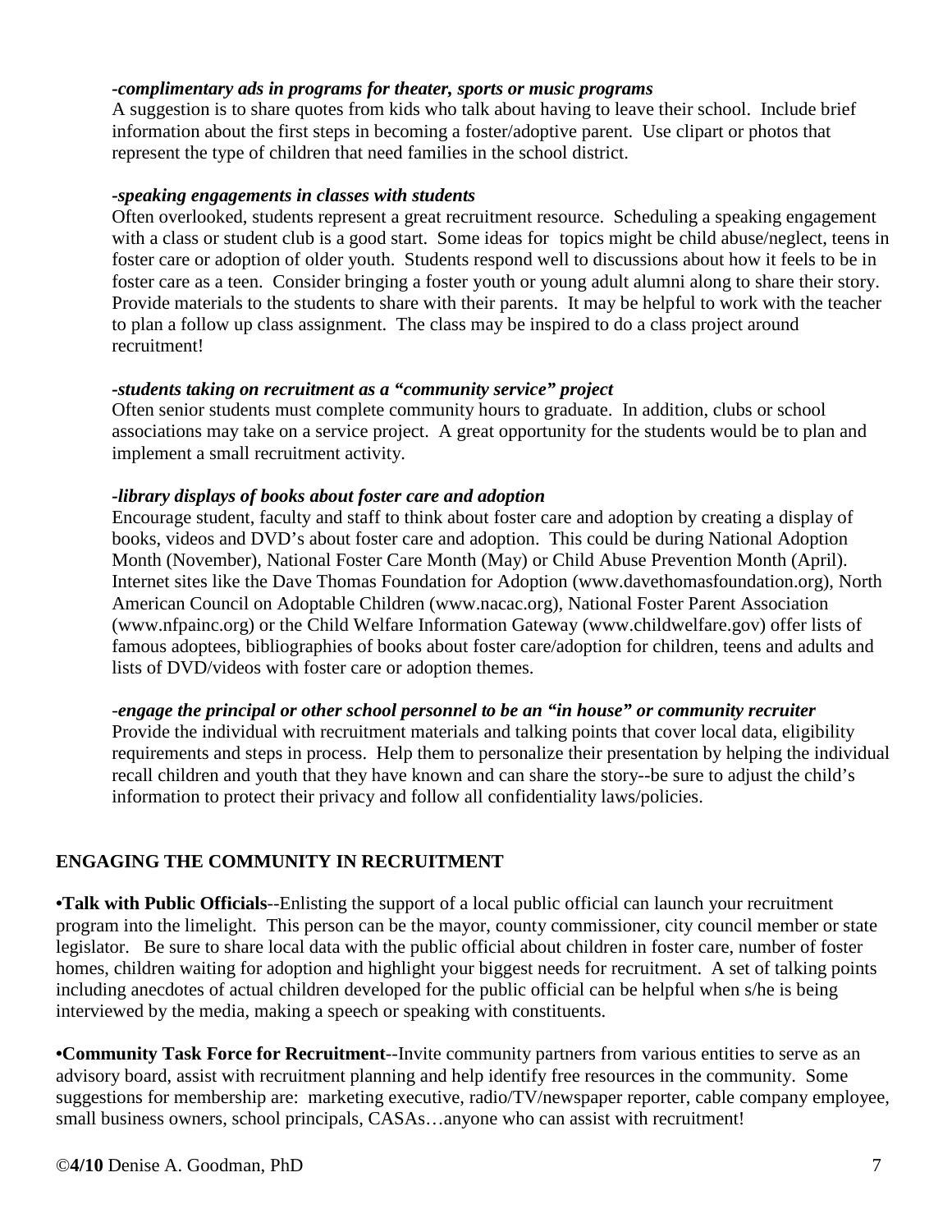*-complimentary ads in programs for theater, sports or music programs*
A suggestion is to share quotes from kids who talk about having to leave their school. Include brief information about the first steps in becoming a foster/adoptive parent. Use clipart or photos that represent the type of children that need families in the school district.

*-speaking engagements in classes with students*
Often overlooked, students represent a great recruitment resource. Scheduling a speaking engagement with a class or student club is a good start. Some ideas for topics might be child abuse/neglect, teens in foster care or adoption of older youth. Students respond well to discussions about how it feels to be in foster care as a teen. Consider bringing a foster youth or young adult alumni along to share their story. Provide materials to the students to share with their parents. It may be helpful to work with the teacher to plan a follow up class assignment. The class may be inspired to do a class project around recruitment!

*-students taking on recruitment as a "community service" project*
Often senior students must complete community hours to graduate. In addition, clubs or school associations may take on a service project. A great opportunity for the students would be to plan and implement a small recruitment activity.

*-library displays of books about foster care and adoption*
Encourage student, faculty and staff to think about foster care and adoption by creating a display of books, videos and DVD's about foster care and adoption. This could be during National Adoption Month (November), National Foster Care Month (May) or Child Abuse Prevention Month (April). Internet sites like the Dave Thomas Foundation for Adoption (www.davethomasfoundation.org), North American Council on Adoptable Children (www.nacac.org), National Foster Parent Association (www.nfpainc.org) or the Child Welfare Information Gateway (www.childwelfare.gov) offer lists of famous adoptees, bibliographies of books about foster care/adoption for children, teens and adults and lists of DVD/videos with foster care or adoption themes.

*-engage the principal or other school personnel to be an "in house" or community recruiter*
Provide the individual with recruitment materials and talking points that cover local data, eligibility requirements and steps in process. Help them to personalize their presentation by helping the individual recall children and youth that they have known and can share the story--be sure to adjust the child's information to protect their privacy and follow all confidentiality laws/policies.

## ENGAGING THE COMMUNITY IN RECRUITMENT

•**Talk with Public Officials**--Enlisting the support of a local public official can launch your recruitment program into the limelight. This person can be the mayor, county commissioner, city council member or state legislator. Be sure to share local data with the public official about children in foster care, number of foster homes, children waiting for adoption and highlight your biggest needs for recruitment. A set of talking points including anecdotes of actual children developed for the public official can be helpful when s/he is being interviewed by the media, making a speech or speaking with constituents.

•**Community Task Force for Recruitment**--Invite community partners from various entities to serve as an advisory board, assist with recruitment planning and help identify free resources in the community. Some suggestions for membership are: marketing executive, radio/TV/newspaper reporter, cable company employee, small business owners, school principals, CASAs…anyone who can assist with recruitment!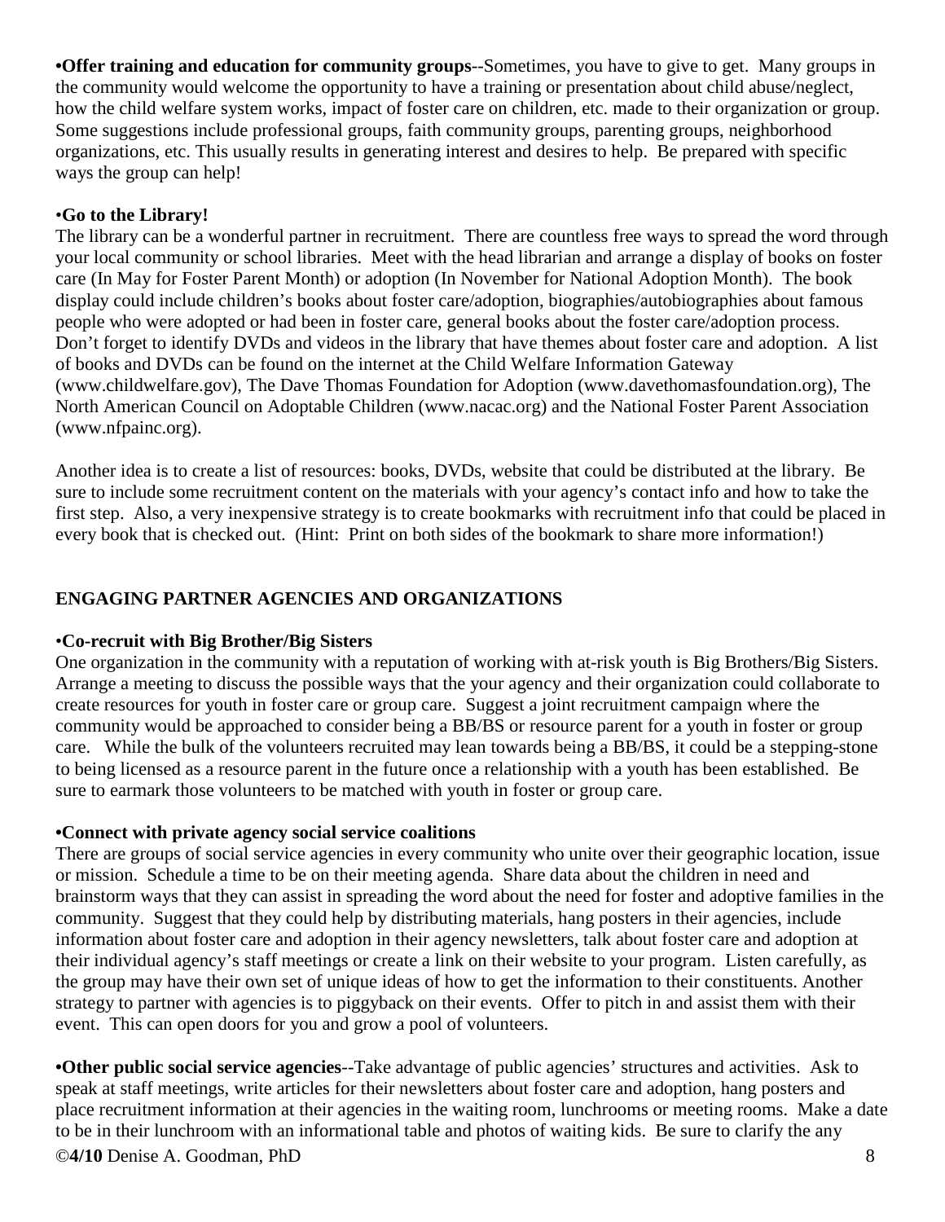**•Offer training and education for community groups**--Sometimes, you have to give to get. Many groups in the community would welcome the opportunity to have a training or presentation about child abuse/neglect, how the child welfare system works, impact of foster care on children, etc. made to their organization or group. Some suggestions include professional groups, faith community groups, parenting groups, neighborhood organizations, etc. This usually results in generating interest and desires to help. Be prepared with specific ways the group can help!

•**Go to the Library!**

The library can be a wonderful partner in recruitment. There are countless free ways to spread the word through your local community or school libraries. Meet with the head librarian and arrange a display of books on foster care (In May for Foster Parent Month) or adoption (In November for National Adoption Month). The book display could include children's books about foster care/adoption, biographies/autobiographies about famous people who were adopted or had been in foster care, general books about the foster care/adoption process. Don't forget to identify DVDs and videos in the library that have themes about foster care and adoption. A list of books and DVDs can be found on the internet at the Child Welfare Information Gateway (www.childwelfare.gov), The Dave Thomas Foundation for Adoption (www.davethomasfoundation.org), The North American Council on Adoptable Children (www.nacac.org) and the National Foster Parent Association (www.nfpainc.org).

Another idea is to create a list of resources: books, DVDs, website that could be distributed at the library. Be sure to include some recruitment content on the materials with your agency's contact info and how to take the first step. Also, a very inexpensive strategy is to create bookmarks with recruitment info that could be placed in every book that is checked out. (Hint: Print on both sides of the bookmark to share more information!)

## ENGAGING PARTNER AGENCIES AND ORGANIZATIONS

•**Co-recruit with Big Brother/Big Sisters**

One organization in the community with a reputation of working with at-risk youth is Big Brothers/Big Sisters. Arrange a meeting to discuss the possible ways that the your agency and their organization could collaborate to create resources for youth in foster care or group care. Suggest a joint recruitment campaign where the community would be approached to consider being a BB/BS or resource parent for a youth in foster or group care. While the bulk of the volunteers recruited may lean towards being a BB/BS, it could be a stepping-stone to being licensed as a resource parent in the future once a relationship with a youth has been established. Be sure to earmark those volunteers to be matched with youth in foster or group care.

**•Connect with private agency social service coalitions**

There are groups of social service agencies in every community who unite over their geographic location, issue or mission. Schedule a time to be on their meeting agenda. Share data about the children in need and brainstorm ways that they can assist in spreading the word about the need for foster and adoptive families in the community. Suggest that they could help by distributing materials, hang posters in their agencies, include information about foster care and adoption in their agency newsletters, talk about foster care and adoption at their individual agency's staff meetings or create a link on their website to your program. Listen carefully, as the group may have their own set of unique ideas of how to get the information to their constituents. Another strategy to partner with agencies is to piggyback on their events. Offer to pitch in and assist them with their event. This can open doors for you and grow a pool of volunteers.

**•Other public social service agencies**--Take advantage of public agencies' structures and activities. Ask to speak at staff meetings, write articles for their newsletters about foster care and adoption, hang posters and place recruitment information at their agencies in the waiting room, lunchrooms or meeting rooms. Make a date to be in their lunchroom with an informational table and photos of waiting kids. Be sure to clarify the any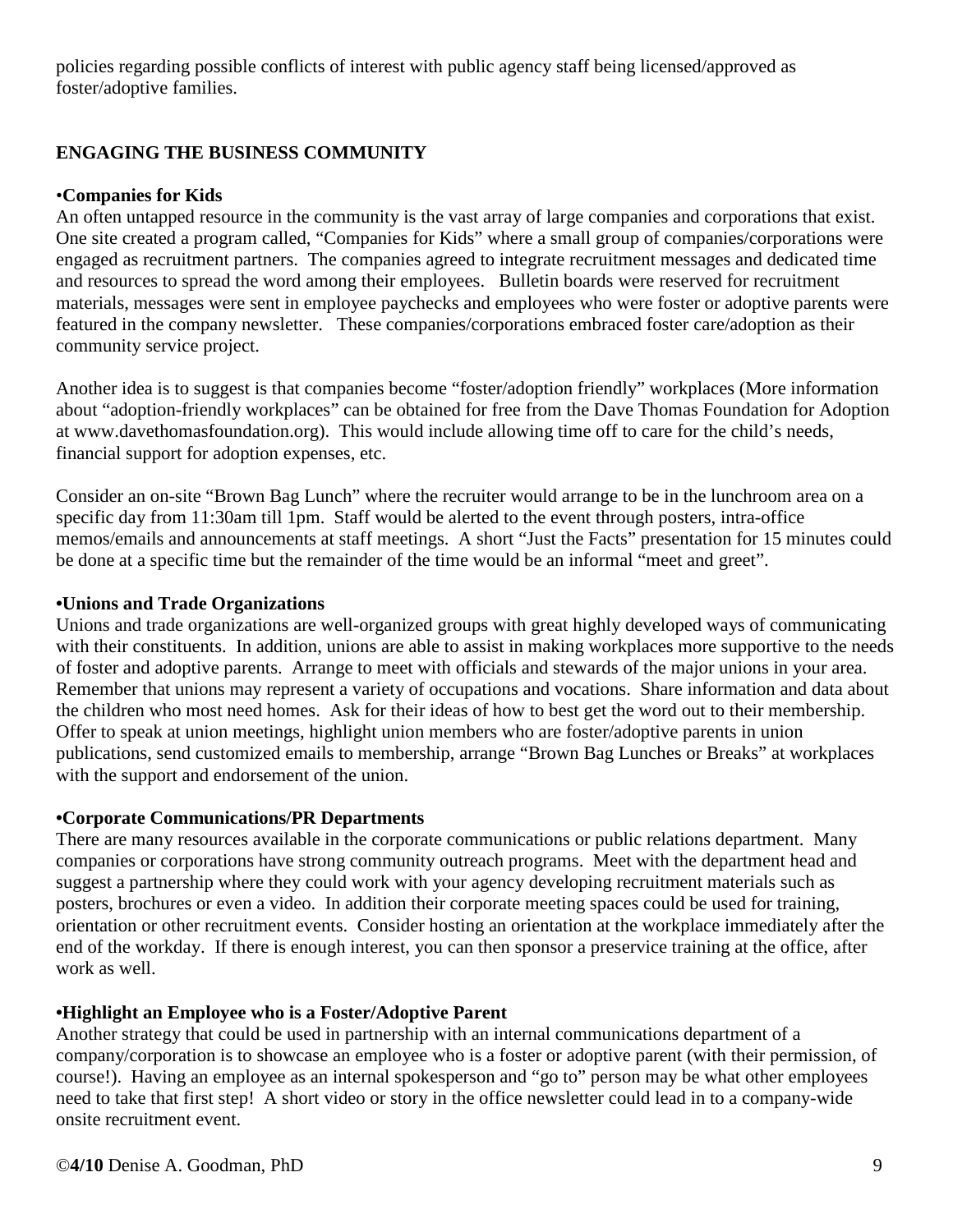policies regarding possible conflicts of interest with public agency staff being licensed/approved as foster/adoptive families.

## ENGAGING THE BUSINESS COMMUNITY

### •Companies for Kids

An often untapped resource in the community is the vast array of large companies and corporations that exist. One site created a program called, "Companies for Kids" where a small group of companies/corporations were engaged as recruitment partners. The companies agreed to integrate recruitment messages and dedicated time and resources to spread the word among their employees. Bulletin boards were reserved for recruitment materials, messages were sent in employee paychecks and employees who were foster or adoptive parents were featured in the company newsletter. These companies/corporations embraced foster care/adoption as their community service project.

Another idea is to suggest is that companies become "foster/adoption friendly" workplaces (More information about "adoption-friendly workplaces" can be obtained for free from the Dave Thomas Foundation for Adoption at www.davethomasfoundation.org). This would include allowing time off to care for the child's needs, financial support for adoption expenses, etc.

Consider an on-site "Brown Bag Lunch" where the recruiter would arrange to be in the lunchroom area on a specific day from 11:30am till 1pm. Staff would be alerted to the event through posters, intra-office memos/emails and announcements at staff meetings. A short "Just the Facts" presentation for 15 minutes could be done at a specific time but the remainder of the time would be an informal "meet and greet".

### •Unions and Trade Organizations

Unions and trade organizations are well-organized groups with great highly developed ways of communicating with their constituents. In addition, unions are able to assist in making workplaces more supportive to the needs of foster and adoptive parents. Arrange to meet with officials and stewards of the major unions in your area. Remember that unions may represent a variety of occupations and vocations. Share information and data about the children who most need homes. Ask for their ideas of how to best get the word out to their membership. Offer to speak at union meetings, highlight union members who are foster/adoptive parents in union publications, send customized emails to membership, arrange "Brown Bag Lunches or Breaks" at workplaces with the support and endorsement of the union.

### •Corporate Communications/PR Departments

There are many resources available in the corporate communications or public relations department. Many companies or corporations have strong community outreach programs. Meet with the department head and suggest a partnership where they could work with your agency developing recruitment materials such as posters, brochures or even a video. In addition their corporate meeting spaces could be used for training, orientation or other recruitment events. Consider hosting an orientation at the workplace immediately after the end of the workday. If there is enough interest, you can then sponsor a preservice training at the office, after work as well.

### •Highlight an Employee who is a Foster/Adoptive Parent

Another strategy that could be used in partnership with an internal communications department of a company/corporation is to showcase an employee who is a foster or adoptive parent (with their permission, of course!). Having an employee as an internal spokesperson and "go to" person may be what other employees need to take that first step! A short video or story in the office newsletter could lead in to a company-wide onsite recruitment event.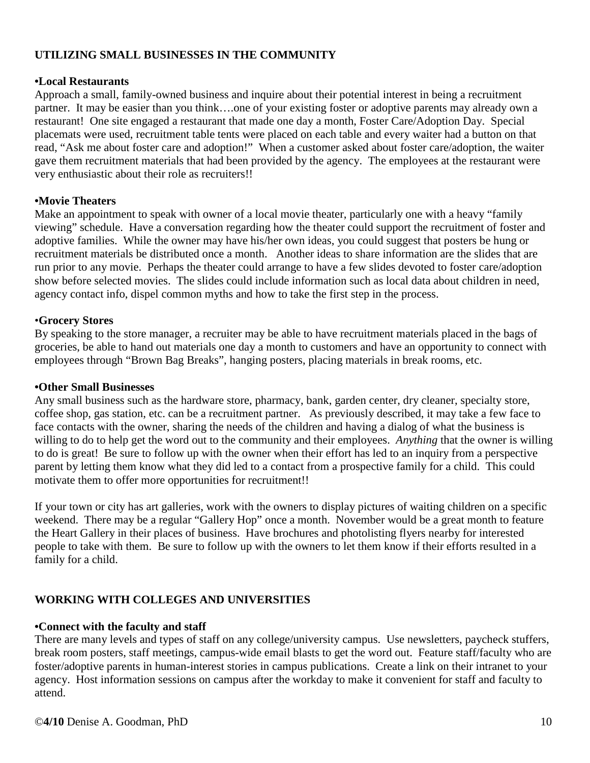## UTILIZING SMALL BUSINESSES IN THE COMMUNITY

**•Local Restaurants**

Approach a small, family-owned business and inquire about their potential interest in being a recruitment partner. It may be easier than you think….one of your existing foster or adoptive parents may already own a restaurant! One site engaged a restaurant that made one day a month, Foster Care/Adoption Day. Special placemats were used, recruitment table tents were placed on each table and every waiter had a button on that read, "Ask me about foster care and adoption!" When a customer asked about foster care/adoption, the waiter gave them recruitment materials that had been provided by the agency. The employees at the restaurant were very enthusiastic about their role as recruiters!!

**•Movie Theaters**

Make an appointment to speak with owner of a local movie theater, particularly one with a heavy "family viewing" schedule. Have a conversation regarding how the theater could support the recruitment of foster and adoptive families. While the owner may have his/her own ideas, you could suggest that posters be hung or recruitment materials be distributed once a month. Another ideas to share information are the slides that are run prior to any movie. Perhaps the theater could arrange to have a few slides devoted to foster care/adoption show before selected movies. The slides could include information such as local data about children in need, agency contact info, dispel common myths and how to take the first step in the process.

**•Grocery Stores**

By speaking to the store manager, a recruiter may be able to have recruitment materials placed in the bags of groceries, be able to hand out materials one day a month to customers and have an opportunity to connect with employees through "Brown Bag Breaks", hanging posters, placing materials in break rooms, etc.

**•Other Small Businesses**

Any small business such as the hardware store, pharmacy, bank, garden center, dry cleaner, specialty store, coffee shop, gas station, etc. can be a recruitment partner. As previously described, it may take a few face to face contacts with the owner, sharing the needs of the children and having a dialog of what the business is willing to do to help get the word out to the community and their employees. *Anything* that the owner is willing to do is great! Be sure to follow up with the owner when their effort has led to an inquiry from a perspective parent by letting them know what they did led to a contact from a prospective family for a child. This could motivate them to offer more opportunities for recruitment!!

If your town or city has art galleries, work with the owners to display pictures of waiting children on a specific weekend. There may be a regular "Gallery Hop" once a month. November would be a great month to feature the Heart Gallery in their places of business. Have brochures and photolisting flyers nearby for interested people to take with them. Be sure to follow up with the owners to let them know if their efforts resulted in a family for a child.

## WORKING WITH COLLEGES AND UNIVERSITIES

**•Connect with the faculty and staff**

There are many levels and types of staff on any college/university campus. Use newsletters, paycheck stuffers, break room posters, staff meetings, campus-wide email blasts to get the word out. Feature staff/faculty who are foster/adoptive parents in human-interest stories in campus publications. Create a link on their intranet to your agency. Host information sessions on campus after the workday to make it convenient for staff and faculty to attend.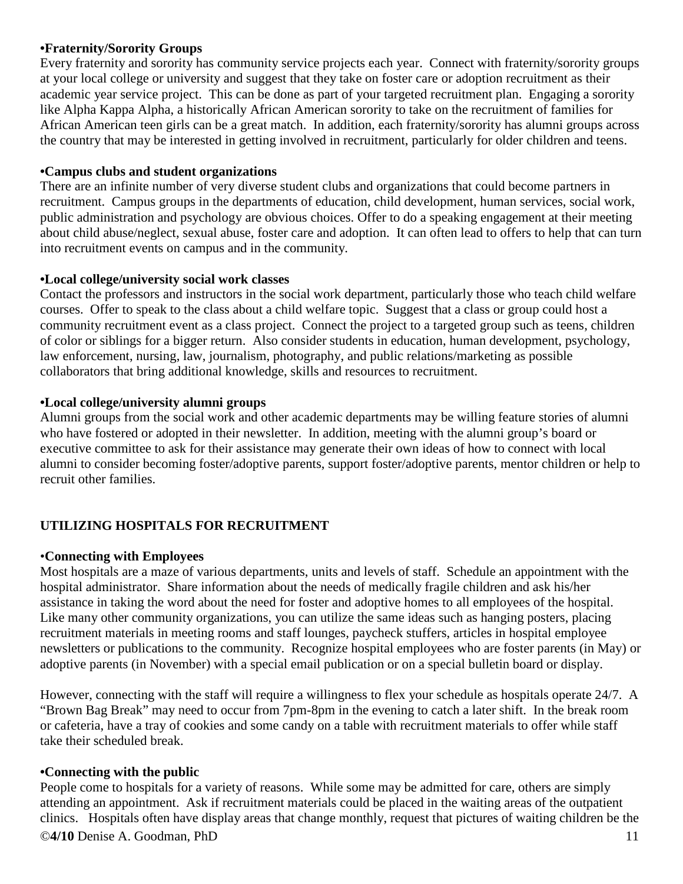**•Fraternity/Sorority Groups**

Every fraternity and sorority has community service projects each year. Connect with fraternity/sorority groups at your local college or university and suggest that they take on foster care or adoption recruitment as their academic year service project. This can be done as part of your targeted recruitment plan. Engaging a sorority like Alpha Kappa Alpha, a historically African American sorority to take on the recruitment of families for African American teen girls can be a great match. In addition, each fraternity/sorority has alumni groups across the country that may be interested in getting involved in recruitment, particularly for older children and teens.

**•Campus clubs and student organizations**

There are an infinite number of very diverse student clubs and organizations that could become partners in recruitment. Campus groups in the departments of education, child development, human services, social work, public administration and psychology are obvious choices. Offer to do a speaking engagement at their meeting about child abuse/neglect, sexual abuse, foster care and adoption. It can often lead to offers to help that can turn into recruitment events on campus and in the community.

**•Local college/university social work classes**

Contact the professors and instructors in the social work department, particularly those who teach child welfare courses. Offer to speak to the class about a child welfare topic. Suggest that a class or group could host a community recruitment event as a class project. Connect the project to a targeted group such as teens, children of color or siblings for a bigger return. Also consider students in education, human development, psychology, law enforcement, nursing, law, journalism, photography, and public relations/marketing as possible collaborators that bring additional knowledge, skills and resources to recruitment.

**•Local college/university alumni groups**

Alumni groups from the social work and other academic departments may be willing feature stories of alumni who have fostered or adopted in their newsletter. In addition, meeting with the alumni group's board or executive committee to ask for their assistance may generate their own ideas of how to connect with local alumni to consider becoming foster/adoptive parents, support foster/adoptive parents, mentor children or help to recruit other families.

## UTILIZING HOSPITALS FOR RECRUITMENT

**•Connecting with Employees**

Most hospitals are a maze of various departments, units and levels of staff. Schedule an appointment with the hospital administrator. Share information about the needs of medically fragile children and ask his/her assistance in taking the word about the need for foster and adoptive homes to all employees of the hospital. Like many other community organizations, you can utilize the same ideas such as hanging posters, placing recruitment materials in meeting rooms and staff lounges, paycheck stuffers, articles in hospital employee newsletters or publications to the community. Recognize hospital employees who are foster parents (in May) or adoptive parents (in November) with a special email publication or on a special bulletin board or display.

However, connecting with the staff will require a willingness to flex your schedule as hospitals operate 24/7. A "Brown Bag Break" may need to occur from 7pm-8pm in the evening to catch a later shift. In the break room or cafeteria, have a tray of cookies and some candy on a table with recruitment materials to offer while staff take their scheduled break.

**•Connecting with the public**

People come to hospitals for a variety of reasons. While some may be admitted for care, others are simply attending an appointment. Ask if recruitment materials could be placed in the waiting areas of the outpatient clinics. Hospitals often have display areas that change monthly, request that pictures of waiting children be the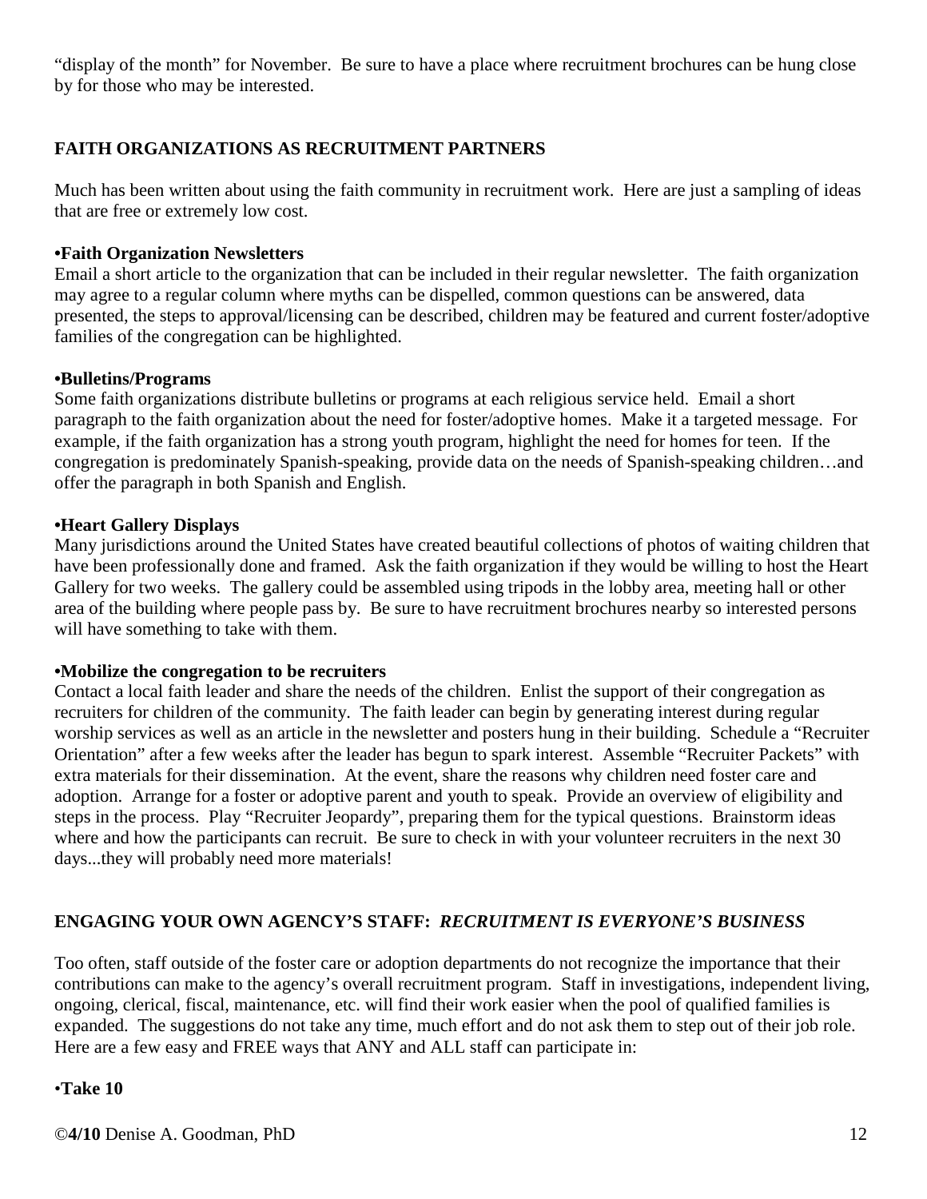"display of the month" for November. Be sure to have a place where recruitment brochures can be hung close by for those who may be interested.

## FAITH ORGANIZATIONS AS RECRUITMENT PARTNERS

Much has been written about using the faith community in recruitment work. Here are just a sampling of ideas that are free or extremely low cost.

**•Faith Organization Newsletters**
Email a short article to the organization that can be included in their regular newsletter. The faith organization may agree to a regular column where myths can be dispelled, common questions can be answered, data presented, the steps to approval/licensing can be described, children may be featured and current foster/adoptive families of the congregation can be highlighted.

**•Bulletins/Programs**
Some faith organizations distribute bulletins or programs at each religious service held. Email a short paragraph to the faith organization about the need for foster/adoptive homes. Make it a targeted message. For example, if the faith organization has a strong youth program, highlight the need for homes for teen. If the congregation is predominately Spanish-speaking, provide data on the needs of Spanish-speaking children…and offer the paragraph in both Spanish and English.

**•Heart Gallery Displays**
Many jurisdictions around the United States have created beautiful collections of photos of waiting children that have been professionally done and framed. Ask the faith organization if they would be willing to host the Heart Gallery for two weeks. The gallery could be assembled using tripods in the lobby area, meeting hall or other area of the building where people pass by. Be sure to have recruitment brochures nearby so interested persons will have something to take with them.

**•Mobilize the congregation to be recruiters**
Contact a local faith leader and share the needs of the children. Enlist the support of their congregation as recruiters for children of the community. The faith leader can begin by generating interest during regular worship services as well as an article in the newsletter and posters hung in their building. Schedule a "Recruiter Orientation" after a few weeks after the leader has begun to spark interest. Assemble "Recruiter Packets" with extra materials for their dissemination. At the event, share the reasons why children need foster care and adoption. Arrange for a foster or adoptive parent and youth to speak. Provide an overview of eligibility and steps in the process. Play "Recruiter Jeopardy", preparing them for the typical questions. Brainstorm ideas where and how the participants can recruit. Be sure to check in with your volunteer recruiters in the next 30 days...they will probably need more materials!

## ENGAGING YOUR OWN AGENCY'S STAFF: *RECRUITMENT IS EVERYONE'S BUSINESS*

Too often, staff outside of the foster care or adoption departments do not recognize the importance that their contributions can make to the agency's overall recruitment program. Staff in investigations, independent living, ongoing, clerical, fiscal, maintenance, etc. will find their work easier when the pool of qualified families is expanded. The suggestions do not take any time, much effort and do not ask them to step out of their job role. Here are a few easy and FREE ways that ANY and ALL staff can participate in:

•**Take 10**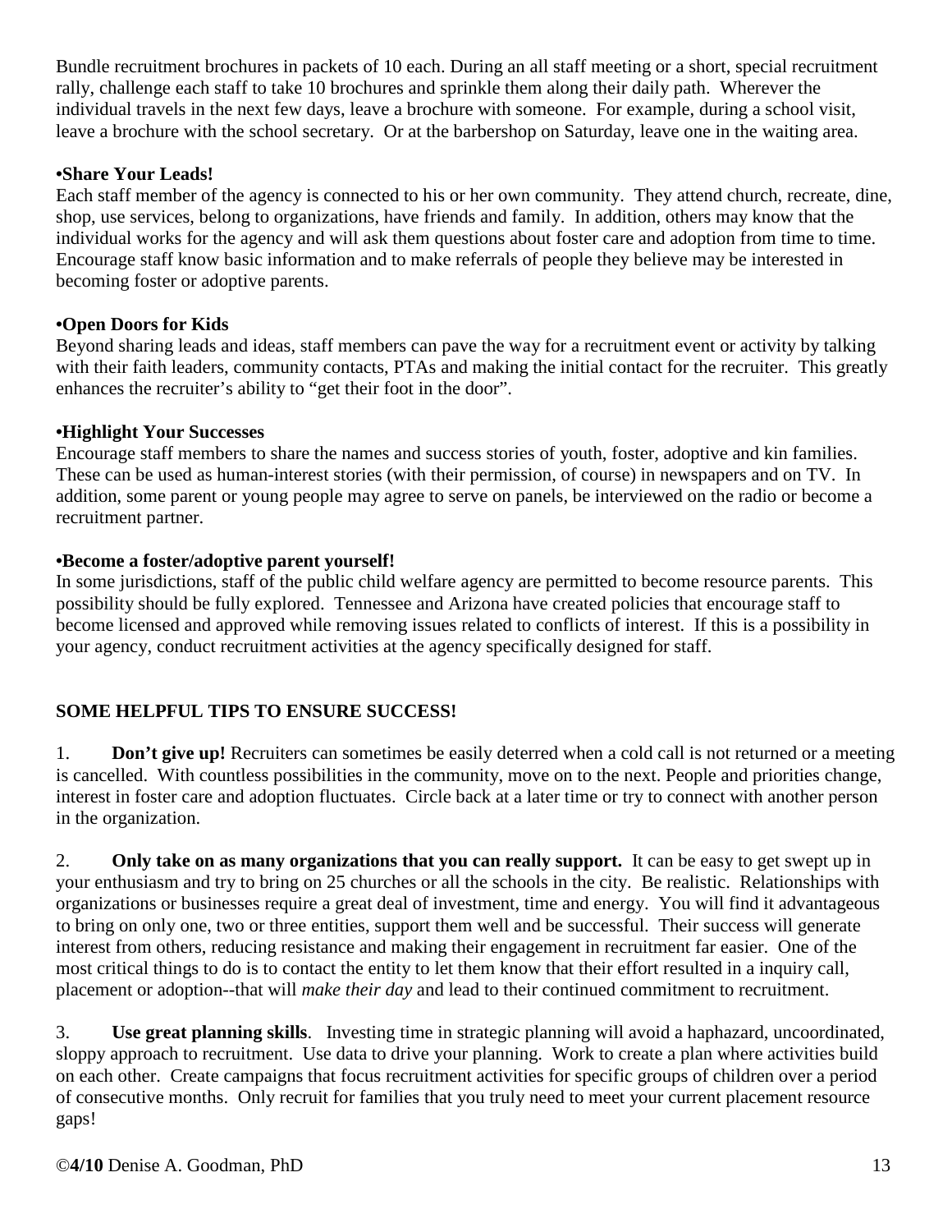Bundle recruitment brochures in packets of 10 each. During an all staff meeting or a short, special recruitment rally, challenge each staff to take 10 brochures and sprinkle them along their daily path. Wherever the individual travels in the next few days, leave a brochure with someone. For example, during a school visit, leave a brochure with the school secretary. Or at the barbershop on Saturday, leave one in the waiting area.

**•Share Your Leads!**
Each staff member of the agency is connected to his or her own community. They attend church, recreate, dine, shop, use services, belong to organizations, have friends and family. In addition, others may know that the individual works for the agency and will ask them questions about foster care and adoption from time to time. Encourage staff know basic information and to make referrals of people they believe may be interested in becoming foster or adoptive parents.

**•Open Doors for Kids**
Beyond sharing leads and ideas, staff members can pave the way for a recruitment event or activity by talking with their faith leaders, community contacts, PTAs and making the initial contact for the recruiter. This greatly enhances the recruiter's ability to "get their foot in the door".

**•Highlight Your Successes**
Encourage staff members to share the names and success stories of youth, foster, adoptive and kin families. These can be used as human-interest stories (with their permission, of course) in newspapers and on TV. In addition, some parent or young people may agree to serve on panels, be interviewed on the radio or become a recruitment partner.

**•Become a foster/adoptive parent yourself!**
In some jurisdictions, staff of the public child welfare agency are permitted to become resource parents. This possibility should be fully explored. Tennessee and Arizona have created policies that encourage staff to become licensed and approved while removing issues related to conflicts of interest. If this is a possibility in your agency, conduct recruitment activities at the agency specifically designed for staff.

**SOME HELPFUL TIPS TO ENSURE SUCCESS!**

1. **Don't give up!** Recruiters can sometimes be easily deterred when a cold call is not returned or a meeting is cancelled. With countless possibilities in the community, move on to the next. People and priorities change, interest in foster care and adoption fluctuates. Circle back at a later time or try to connect with another person in the organization.

2. **Only take on as many organizations that you can really support.** It can be easy to get swept up in your enthusiasm and try to bring on 25 churches or all the schools in the city. Be realistic. Relationships with organizations or businesses require a great deal of investment, time and energy. You will find it advantageous to bring on only one, two or three entities, support them well and be successful. Their success will generate interest from others, reducing resistance and making their engagement in recruitment far easier. One of the most critical things to do is to contact the entity to let them know that their effort resulted in a inquiry call, placement or adoption--that will *make their day* and lead to their continued commitment to recruitment.

3. **Use great planning skills**. Investing time in strategic planning will avoid a haphazard, uncoordinated, sloppy approach to recruitment. Use data to drive your planning. Work to create a plan where activities build on each other. Create campaigns that focus recruitment activities for specific groups of children over a period of consecutive months. Only recruit for families that you truly need to meet your current placement resource gaps!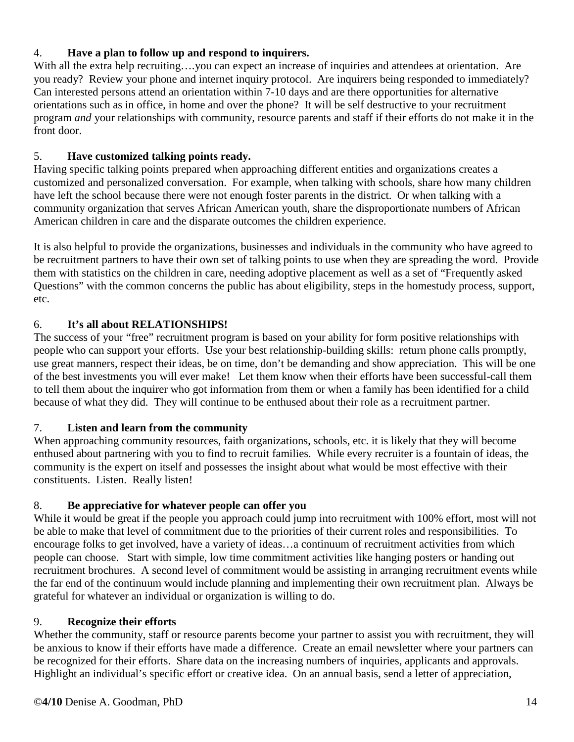4. **Have a plan to follow up and respond to inquirers.**

With all the extra help recruiting….you can expect an increase of inquiries and attendees at orientation. Are you ready? Review your phone and internet inquiry protocol. Are inquirers being responded to immediately? Can interested persons attend an orientation within 7-10 days and are there opportunities for alternative orientations such as in office, in home and over the phone? It will be self destructive to your recruitment program *and* your relationships with community, resource parents and staff if their efforts do not make it in the front door.

5. **Have customized talking points ready.**

Having specific talking points prepared when approaching different entities and organizations creates a customized and personalized conversation. For example, when talking with schools, share how many children have left the school because there were not enough foster parents in the district. Or when talking with a community organization that serves African American youth, share the disproportionate numbers of African American children in care and the disparate outcomes the children experience.

It is also helpful to provide the organizations, businesses and individuals in the community who have agreed to be recruitment partners to have their own set of talking points to use when they are spreading the word. Provide them with statistics on the children in care, needing adoptive placement as well as a set of "Frequently asked Questions" with the common concerns the public has about eligibility, steps in the homestudy process, support, etc.

6. **It's all about RELATIONSHIPS!**

The success of your "free" recruitment program is based on your ability for form positive relationships with people who can support your efforts. Use your best relationship-building skills: return phone calls promptly, use great manners, respect their ideas, be on time, don't be demanding and show appreciation. This will be one of the best investments you will ever make! Let them know when their efforts have been successful-call them to tell them about the inquirer who got information from them or when a family has been identified for a child because of what they did. They will continue to be enthused about their role as a recruitment partner.

7. **Listen and learn from the community**

When approaching community resources, faith organizations, schools, etc. it is likely that they will become enthused about partnering with you to find to recruit families. While every recruiter is a fountain of ideas, the community is the expert on itself and possesses the insight about what would be most effective with their constituents. Listen. Really listen!

8. **Be appreciative for whatever people can offer you**

While it would be great if the people you approach could jump into recruitment with 100% effort, most will not be able to make that level of commitment due to the priorities of their current roles and responsibilities. To encourage folks to get involved, have a variety of ideas…a continuum of recruitment activities from which people can choose. Start with simple, low time commitment activities like hanging posters or handing out recruitment brochures. A second level of commitment would be assisting in arranging recruitment events while the far end of the continuum would include planning and implementing their own recruitment plan. Always be grateful for whatever an individual or organization is willing to do.

9. **Recognize their efforts**

Whether the community, staff or resource parents become your partner to assist you with recruitment, they will be anxious to know if their efforts have made a difference. Create an email newsletter where your partners can be recognized for their efforts. Share data on the increasing numbers of inquiries, applicants and approvals. Highlight an individual's specific effort or creative idea. On an annual basis, send a letter of appreciation,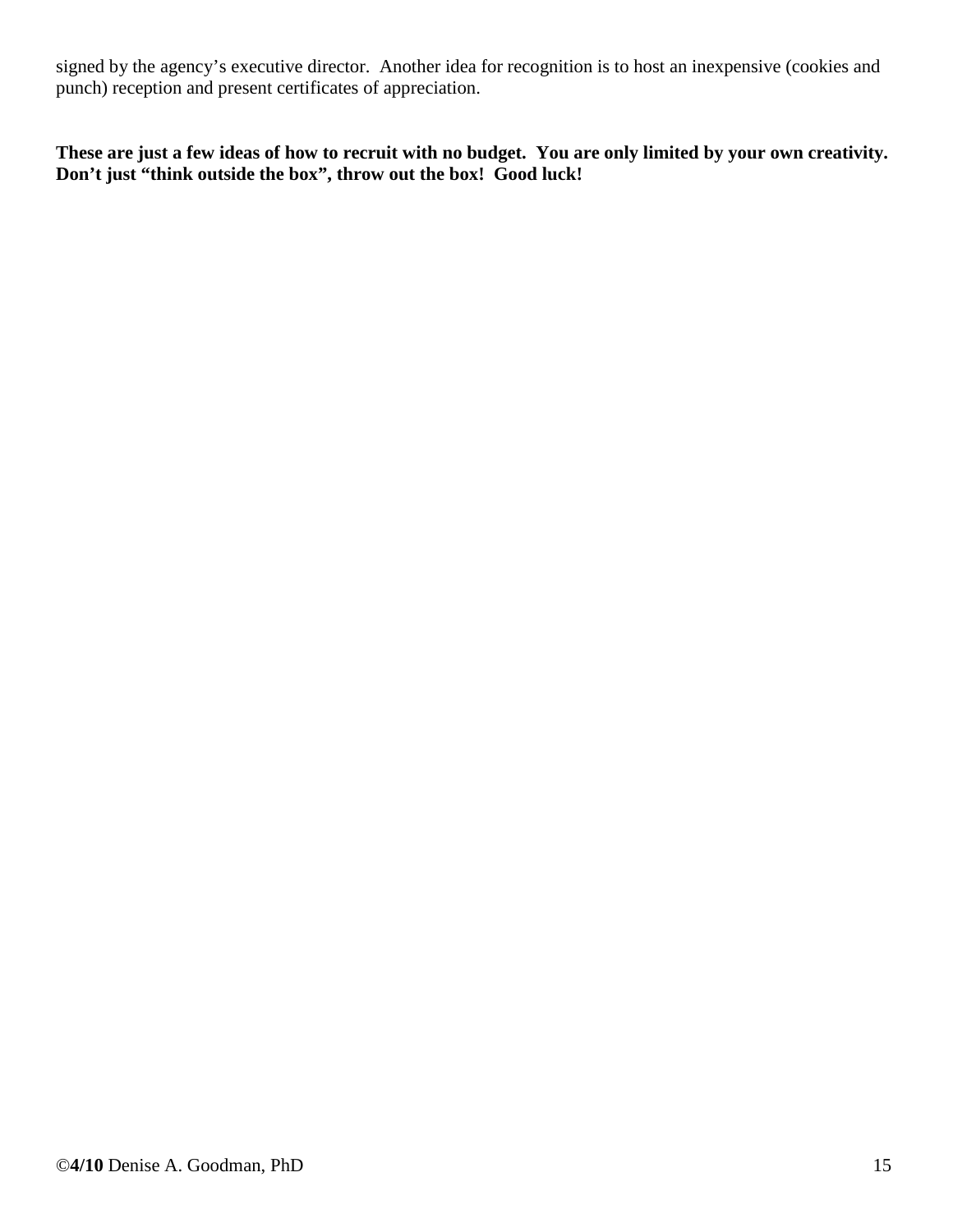signed by the agency's executive director. Another idea for recognition is to host an inexpensive (cookies and punch) reception and present certificates of appreciation.

**These are just a few ideas of how to recruit with no budget. You are only limited by your own creativity. Don't just "think outside the box", throw out the box! Good luck!**